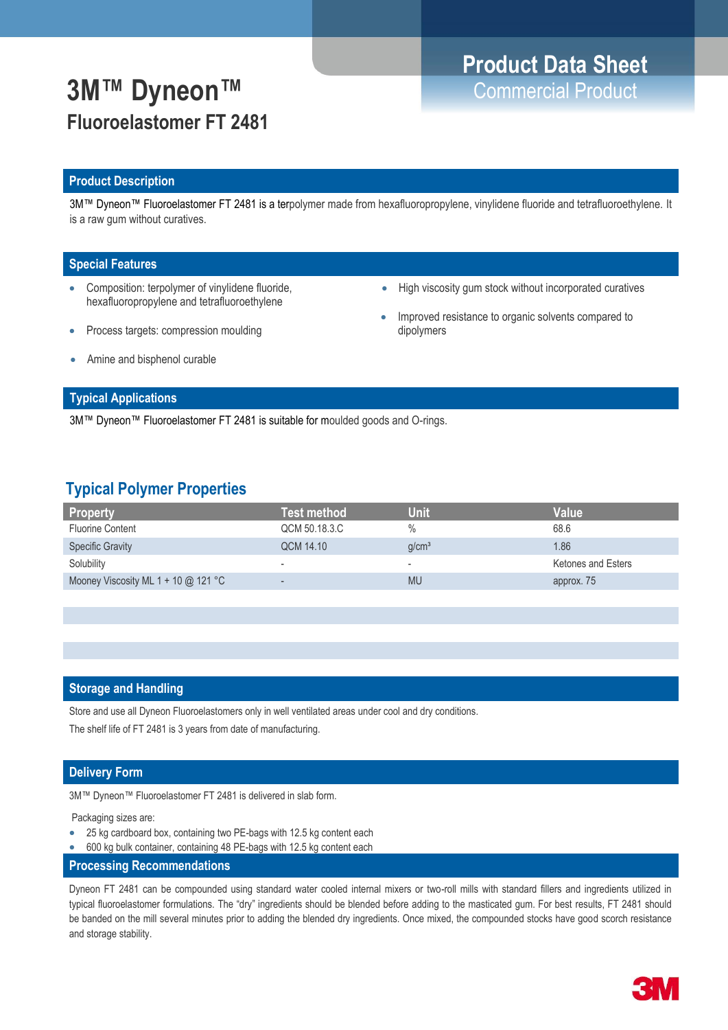# 3M™ Dyneon™

## Fluoroelastomer FT 2481

**Product Data Sheet**
Commercial Product

## Product Description

3M™ Dyneon™ Fluoroelastomer FT 2481 is a terpolymer made from hexafluoropropylene, vinylidene fluoride and tetrafluoroethylene. It is a raw gum without curatives.

## Special Features

- Composition: terpolymer of vinylidene fluoride, hexafluoropropylene and tetrafluoroethylene
- Process targets: compression moulding
- Amine and bisphenol curable
- High viscosity gum stock without incorporated curatives
- Improved resistance to organic solvents compared to dipolymers

## Typical Applications

3M™ Dyneon™ Fluoroelastomer FT 2481 is suitable for moulded goods and O-rings.

## Typical Polymer Properties

| Property | Test method | Unit | Value |
|---|---|---|---|
| Fluorine Content | QCM 50.18.3.C | % | 68.6 |
| Specific Gravity | QCM 14.10 | g/cm³ | 1.86 |
| Solubility | - | - | Ketones and Esters |
| Mooney Viscosity ML 1 + 10 @ 121 °C | - | MU | approx. 75 |

## Storage and Handling

Store and use all Dyneon Fluoroelastomers only in well ventilated areas under cool and dry conditions.

The shelf life of FT 2481 is 3 years from date of manufacturing.

## Delivery Form

3M™ Dyneon™ Fluoroelastomer FT 2481 is delivered in slab form.

Packaging sizes are:

- 25 kg cardboard box, containing two PE-bags with 12.5 kg content each
- 600 kg bulk container, containing 48 PE-bags with 12.5 kg content each

## Processing Recommendations

Dyneon FT 2481 can be compounded using standard water cooled internal mixers or two-roll mills with standard fillers and ingredients utilized in typical fluoroelastomer formulations. The "dry" ingredients should be blended before adding to the masticated gum. For best results, FT 2481 should be banded on the mill several minutes prior to adding the blended dry ingredients. Once mixed, the compounded stocks have good scorch resistance and storage stability.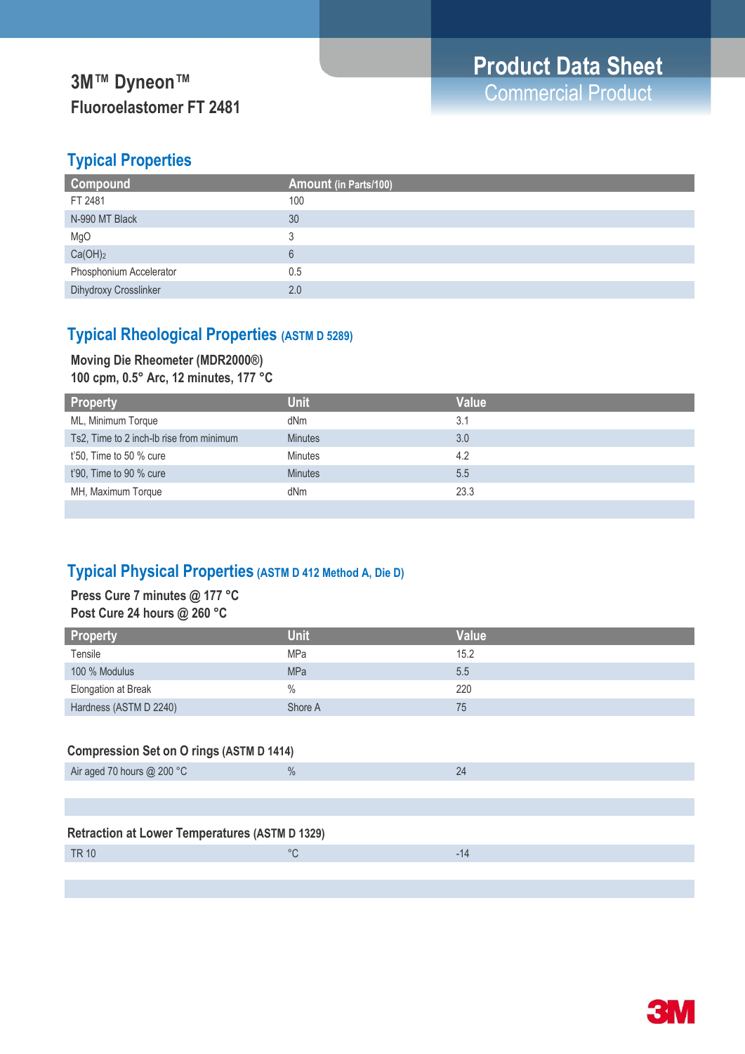# 3M™ Dyneon™
## Fluoroelastomer FT 2481

**Product Data Sheet**
Commercial Product

## Typical Properties

| Compound | Amount (in Parts/100) |
|---|---|
| FT 2481 | 100 |
| N-990 MT Black | 30 |
| MgO | 3 |
| $Ca(OH)_2$ | 6 |
| Phosphonium Accelerator | 0.5 |
| Dihydroxy Crosslinker | 2.0 |

## Typical Rheological Properties (ASTM D 5289)

**Moving Die Rheometer (MDR2000®)**
**100 cpm, 0.5° Arc, 12 minutes, 177 °C**

| Property | Unit | Value |
|---|---|---|
| ML, Minimum Torque | dNm | 3.1 |
| Ts2, Time to 2 inch-lb rise from minimum | Minutes | 3.0 |
| t'50, Time to 50 % cure | Minutes | 4.2 |
| t'90, Time to 90 % cure | Minutes | 5.5 |
| MH, Maximum Torque | dNm | 23.3 |

## Typical Physical Properties (ASTM D 412 Method A, Die D)

**Press Cure 7 minutes @ 177 °C**
**Post Cure 24 hours @ 260 °C**

| Property | Unit | Value |
|---|---|---|
| Tensile | MPa | 15.2 |
| 100 % Modulus | MPa | 5.5 |
| Elongation at Break | % | 220 |
| Hardness (ASTM D 2240) | Shore A | 75 |

### Compression Set on O rings (ASTM D 1414)

| | | |
|---|---|---|
| Air aged 70 hours @ 200 °C | % | 24 |

### Retraction at Lower Temperatures (ASTM D 1329)

| | | |
|---|---|---|
| TR 10 | °C | -14 |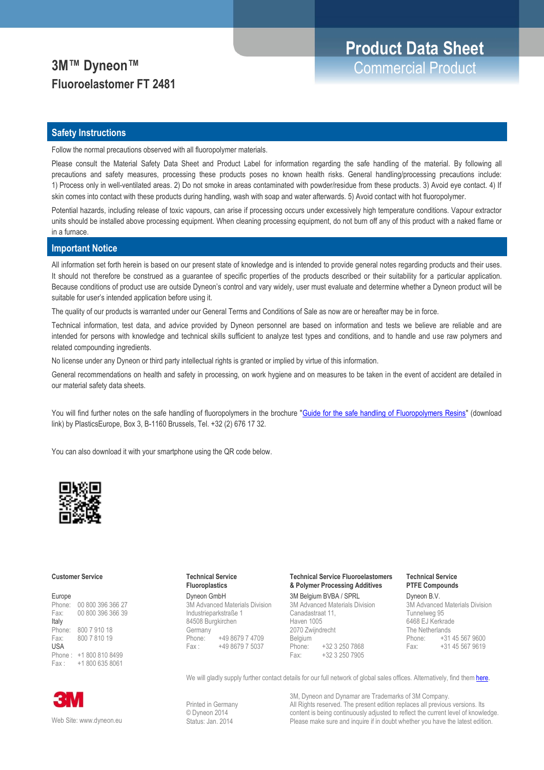# 3M™ Dyneon™ Fluoroelastomer FT 2481

**Product Data Sheet**
Commercial Product

## Safety Instructions

Follow the normal precautions observed with all fluoropolymer materials.

Please consult the Material Safety Data Sheet and Product Label for information regarding the safe handling of the material. By following all precautions and safety measures, processing these products poses no known health risks. General handling/processing precautions include: 1) Process only in well-ventilated areas. 2) Do not smoke in areas contaminated with powder/residue from these products. 3) Avoid eye contact. 4) If skin comes into contact with these products during handling, wash with soap and water afterwards. 5) Avoid contact with hot fluoropolymer.

Potential hazards, including release of toxic vapours, can arise if processing occurs under excessively high temperature conditions. Vapour extractor units should be installed above processing equipment. When cleaning processing equipment, do not burn off any of this product with a naked flame or in a furnace.

## Important Notice

All information set forth herein is based on our present state of knowledge and is intended to provide general notes regarding products and their uses. It should not therefore be construed as a guarantee of specific properties of the products described or their suitability for a particular application. Because conditions of product use are outside Dyneon's control and vary widely, user must evaluate and determine whether a Dyneon product will be suitable for user's intended application before using it.

The quality of our products is warranted under our General Terms and Conditions of Sale as now are or hereafter may be in force.

Technical information, test data, and advice provided by Dyneon personnel are based on information and tests we believe are reliable and are intended for persons with knowledge and technical skills sufficient to analyze test types and conditions, and to handle and use raw polymers and related compounding ingredients.

No license under any Dyneon or third party intellectual rights is granted or implied by virtue of this information.

General recommendations on health and safety in processing, on work hygiene and on measures to be taken in the event of accident are detailed in our material safety data sheets.

You will find further notes on the safe handling of fluoropolymers in the brochure "Guide for the safe handling of Fluoropolymers Resins" (download link) by PlasticsEurope, Box 3, B-1160 Brussels, Tel. +32 (2) 676 17 32.

You can also download it with your smartphone using the QR code below.

**Customer Service**

Europe
Phone: 00 800 396 366 27
Fax: 00 800 396 366 39

Italy
Phone: 800 7 910 18
Fax: 800 7 810 19

USA
Phone : +1 800 810 8499
Fax : +1 800 635 8061

**Technical Service Fluoroplastics**

Dyneon GmbH
3M Advanced Materials Division
Industrieparkstraße 1
84508 Burgkirchen
Germany
Phone: +49 8679 7 4709
Fax : +49 8679 7 5037

**Technical Service Fluoroelastomers & Polymer Processing Additives**

3M Belgium BVBA / SPRL
3M Advanced Materials Division
Canadastraat 11,
Haven 1005
2070 Zwijndrecht
Belgium
Phone: +32 3 250 7868
Fax: +32 3 250 7905

**Technical Service PTFE Compounds**

Dyneon B.V.
3M Advanced Materials Division
Tunnelweg 95
6468 EJ Kerkrade
The Netherlands
Phone: +31 45 567 9600
Fax: +31 45 567 9619

We will gladly supply further contact details for our full network of global sales offices. Alternatively, find them here.

Web Site: www.dyneon.eu

Printed in Germany
© Dyneon 2014
Status: Jan. 2014

3M, Dyneon and Dynamar are Trademarks of 3M Company.
All Rights reserved. The present edition replaces all previous versions. Its content is being continuously adjusted to reflect the current level of knowledge. Please make sure and inquire if in doubt whether you have the latest edition.